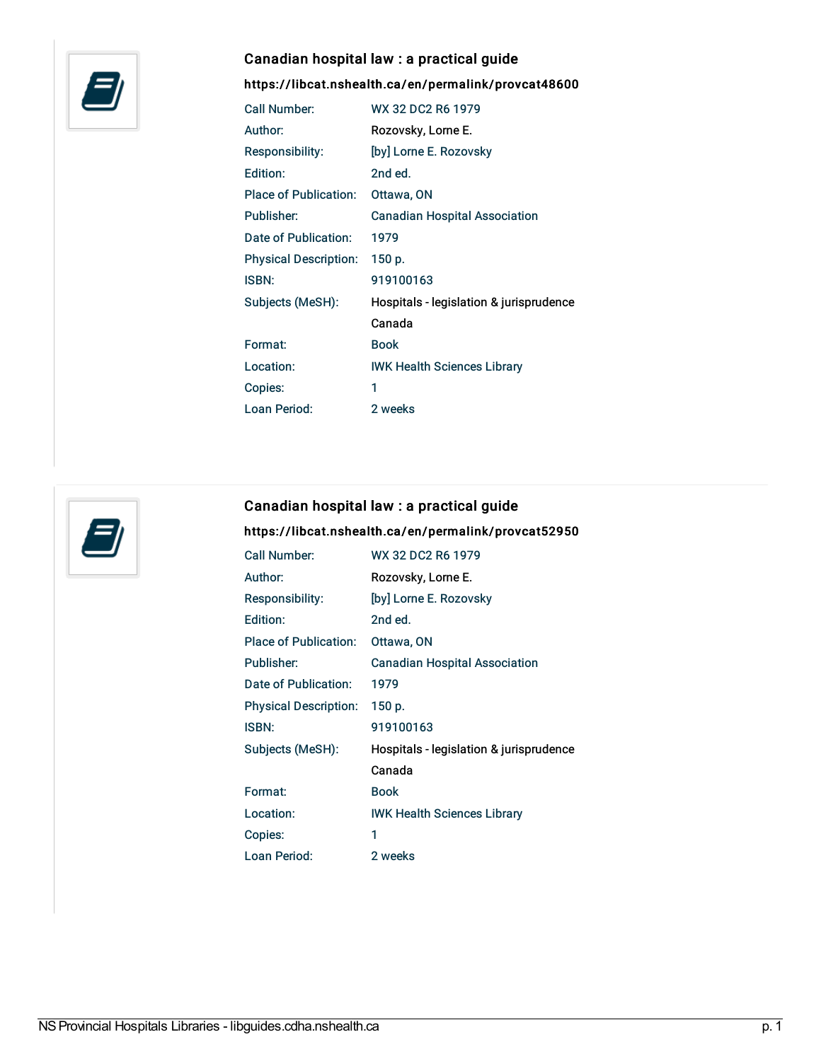## Canadian hospital law : a practical guide

**https://libcat.nshealth.ca/en/permalink/provcat48600**

| | |
|---|---|
| Call Number: | WX 32 DC2 R6 1979 |
| Author: | Rozovsky, Lorne E. |
| Responsibility: | [by] Lorne E. Rozovsky |
| Edition: | 2nd ed. |
| Place of Publication: | Ottawa, ON |
| Publisher: | Canadian Hospital Association |
| Date of Publication: | 1979 |
| Physical Description: | 150 p. |
| ISBN: | 919100163 |
| Subjects (MeSH): | Hospitals - legislation & jurisprudence<br>Canada |
| Format: | Book |
| Location: | IWK Health Sciences Library |
| Copies: | 1 |
| Loan Period: | 2 weeks |

## Canadian hospital law : a practical guide

**https://libcat.nshealth.ca/en/permalink/provcat52950**

| | |
|---|---|
| Call Number: | WX 32 DC2 R6 1979 |
| Author: | Rozovsky, Lorne E. |
| Responsibility: | [by] Lorne E. Rozovsky |
| Edition: | 2nd ed. |
| Place of Publication: | Ottawa, ON |
| Publisher: | Canadian Hospital Association |
| Date of Publication: | 1979 |
| Physical Description: | 150 p. |
| ISBN: | 919100163 |
| Subjects (MeSH): | Hospitals - legislation & jurisprudence<br>Canada |
| Format: | Book |
| Location: | IWK Health Sciences Library |
| Copies: | 1 |
| Loan Period: | 2 weeks |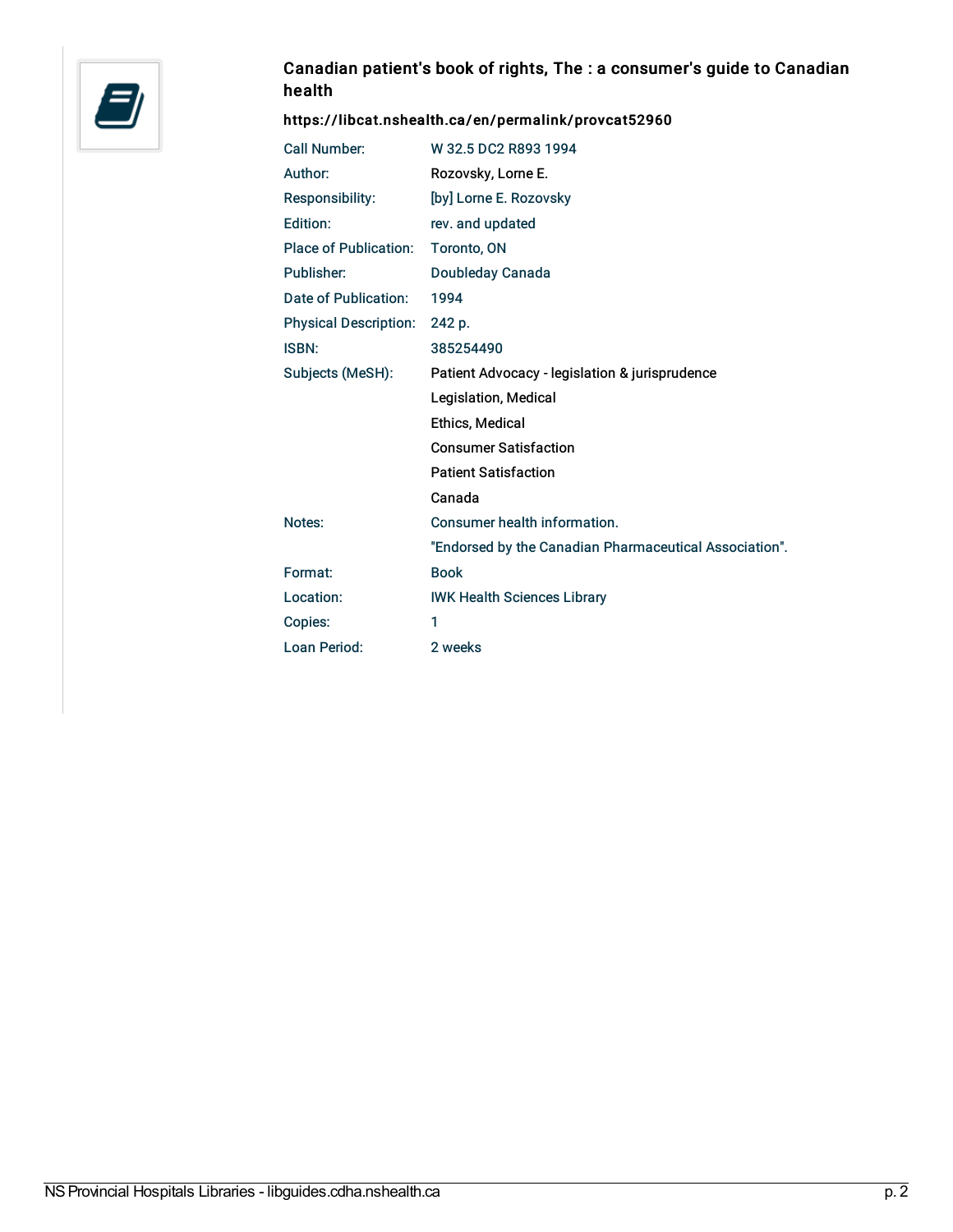## Canadian patient's book of rights, The : a consumer's guide to Canadian health

**https://libcat.nshealth.ca/en/permalink/provcat52960**

| | |
|---|---|
| Call Number: | W 32.5 DC2 R893 1994 |
| Author: | Rozovsky, Lorne E. |
| Responsibility: | [by] Lorne E. Rozovsky |
| Edition: | rev. and updated |
| Place of Publication: | Toronto, ON |
| Publisher: | Doubleday Canada |
| Date of Publication: | 1994 |
| Physical Description: | 242 p. |
| ISBN: | 385254490 |
| Subjects (MeSH): | Patient Advocacy - legislation & jurisprudence |
| | Legislation, Medical |
| | Ethics, Medical |
| | Consumer Satisfaction |
| | Patient Satisfaction |
| | Canada |
| Notes: | Consumer health information. |
| | "Endorsed by the Canadian Pharmaceutical Association". |
| Format: | Book |
| Location: | IWK Health Sciences Library |
| Copies: | 1 |
| Loan Period: | 2 weeks |